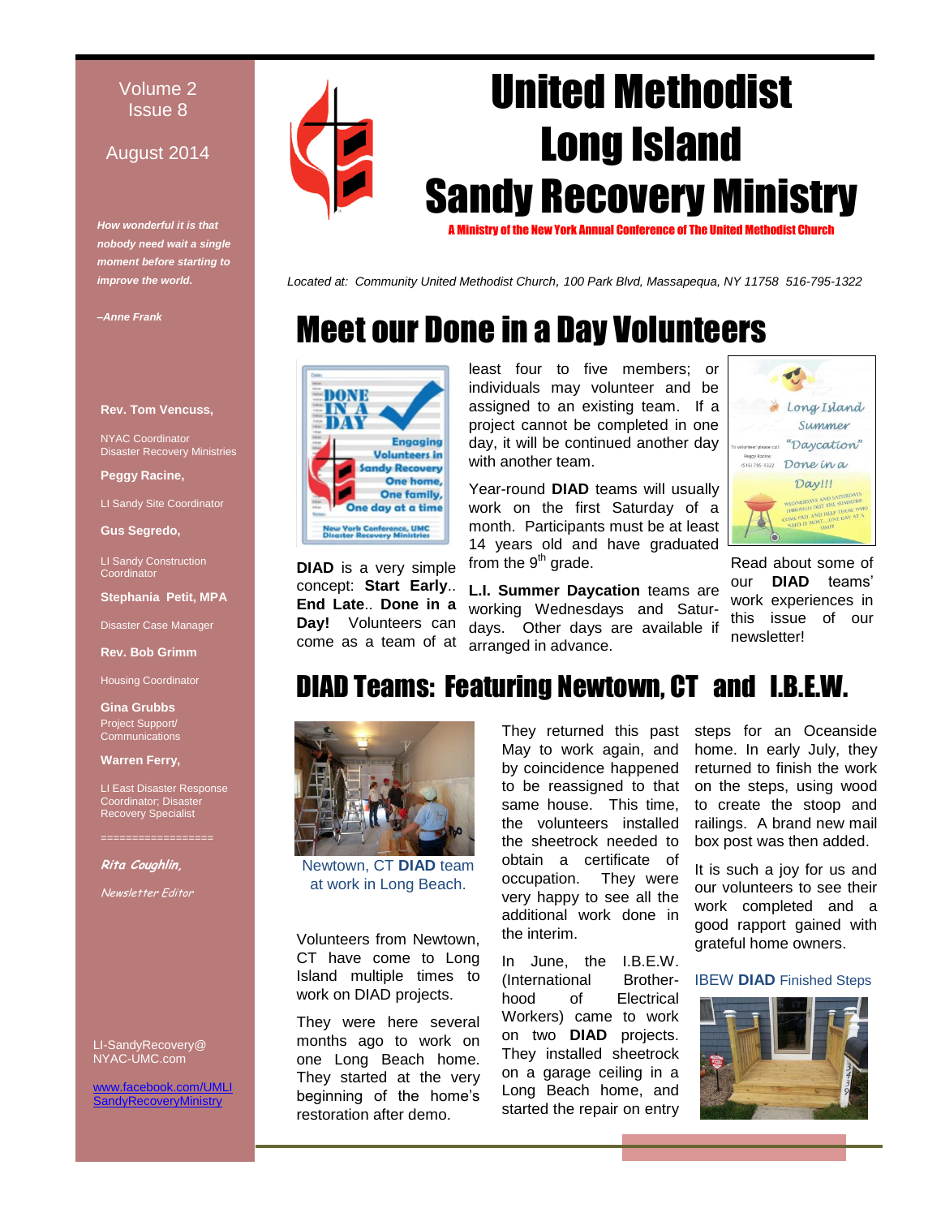# United Methodist Long Island Sandy Recovery Ministry

A Ministry of the New York Annual Conference of The United Methodist Church

Volume 2
Issue 8

August 2014

*Located at: Community United Methodist Church, 100 Park Blvd, Massapequa, NY 11758 516-795-1322*

***How wonderful it is that nobody need wait a single moment before starting to improve the world.***

***–Anne Frank***

**Rev. Tom Vencuss,**

NYAC Coordinator
Disaster Recovery Ministries

**Peggy Racine,**

LI Sandy Site Coordinator

**Gus Segredo,**

LI Sandy Construction Coordinator

**Stephania Petit, MPA**

Disaster Case Manager

**Rev. Bob Grimm**

Housing Coordinator

**Gina Grubbs**

Project Support/
Communications

**Warren Ferry,**

LI East Disaster Response Coordinator; Disaster Recovery Specialist

==================

***Rita Coughlin,***

*Newsletter Editor*

LI-SandyRecovery@NYAC-UMC.com

[www.facebook.com/UMLISandyRecoveryMinistry](www.facebook.com/UMLISandyRecoveryMinistry)

## Meet our Done in a Day Volunteers

**DIAD** is a very simple concept: **Start Early**.. **End Late**.. **Done in a Day!** Volunteers can come as a team of at least four to five members; or individuals may volunteer and be assigned to an existing team. If a project cannot be completed in one day, it will be continued another day with another team.

Year-round **DIAD** teams will usually work on the first Saturday of a month. Participants must be at least 14 years old and have graduated from the 9th grade.

**L.I. Summer Daycation** teams are working Wednesdays and Saturdays. Other days are available if arranged in advance.

Read about some of our **DIAD** teams' work experiences in this issue of our newsletter!

## DIAD Teams: Featuring Newtown, CT and I.B.E.W.

Newtown, CT **DIAD** team at work in Long Beach.

Volunteers from Newtown, CT have come to Long Island multiple times to work on DIAD projects.

They were here several months ago to work on one Long Beach home. They started at the very beginning of the home's restoration after demo.

They returned this past May to work again, and by coincidence happened to be reassigned to that same house. This time, the volunteers installed the sheetrock needed to obtain a certificate of occupation. They were very happy to see all the additional work done in the interim.

In June, the I.B.E.W. (International Brotherhood of Electrical Workers) came to work on two **DIAD** projects. They installed sheetrock on a garage ceiling in a Long Beach home, and started the repair on entry steps for an Oceanside home. In early July, they returned to finish the work on the steps, using wood to create the stoop and railings. A brand new mail box post was then added.

It is such a joy for us and our volunteers to see their work completed and a good rapport gained with grateful home owners.

IBEW **DIAD** Finished Steps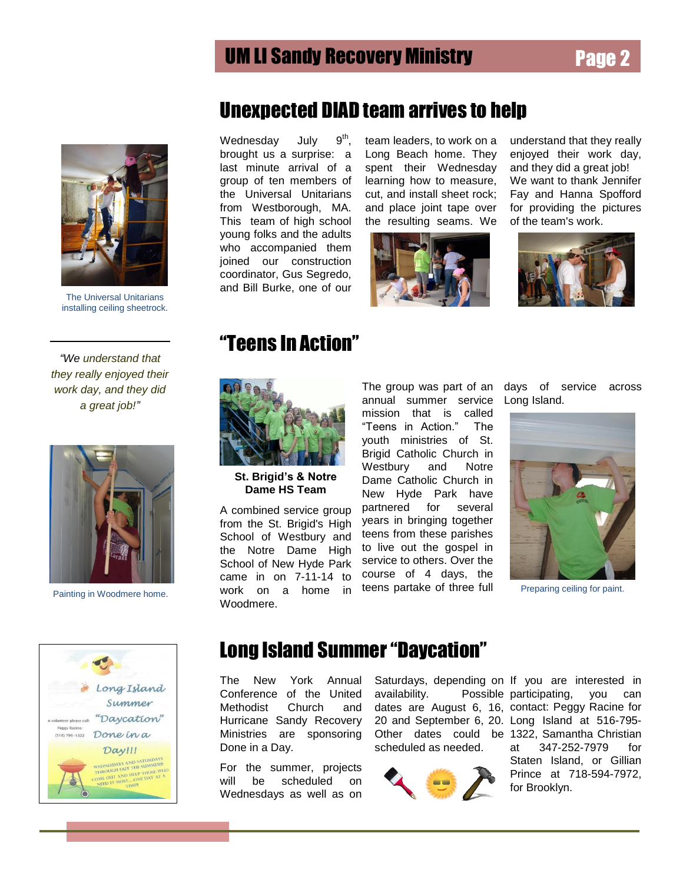## Unexpected DIAD team arrives to help

Wednesday July 9th, brought us a surprise: a last minute arrival of a group of ten members of the Universal Unitarians from Westborough, MA. This team of high school young folks and the adults who accompanied them joined our construction coordinator, Gus Segredo, and Bill Burke, one of our team leaders, to work on a Long Beach home. They spent their Wednesday learning how to measure, cut, and install sheet rock; and place joint tape over the resulting seams. We understand that they really enjoyed their work day, and they did a great job! We want to thank Jennifer Fay and Hanna Spofford for providing the pictures of the team's work.

The Universal Unitarians installing ceiling sheetrock.

*"We understand that they really enjoyed their work day, and they did a great job!"*

## "Teens In Action"

**St. Brigid's & Notre Dame HS Team**

A combined service group from the St. Brigid's High School of Westbury and the Notre Dame High School of New Hyde Park came in on 7-11-14 to work on a home in Woodmere.

The group was part of an annual summer service mission that is called "Teens in Action." The youth ministries of St. Brigid Catholic Church in Westbury and Notre Dame Catholic Church in New Hyde Park have partnered for several years in bringing together teens from these parishes to live out the gospel in service to others. Over the course of 4 days, the teens partake of three full days of service across Long Island.

Preparing ceiling for paint.

Painting in Woodmere home.

## Long Island Summer "Daycation"

The New York Annual Conference of the United Methodist Church and Hurricane Sandy Recovery Ministries are sponsoring Done in a Day.

For the summer, projects will be scheduled on Wednesdays as well as on Saturdays, depending on availability. Possible dates are August 6, 16, 20 and September 6, 20. Other dates could be scheduled as needed.

If you are interested in participating, you can contact: Peggy Racine for Long Island at 516-795-1322, Samantha Christian at 347-252-7979 for Staten Island, or Gillian Prince at 718-594-7972, for Brooklyn.